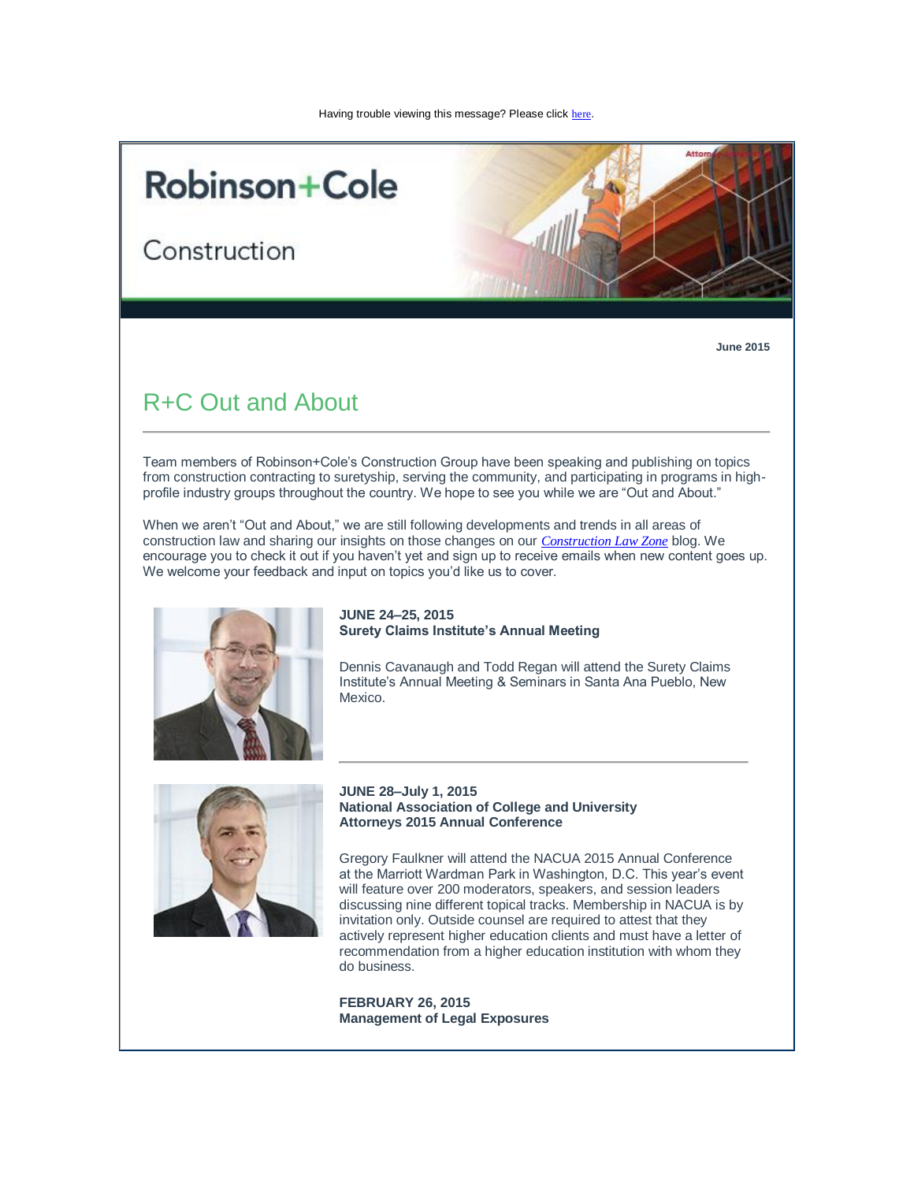Having trouble viewing this message? Please click here.

Robinson+Cole

Construction

**June 2015**

## R+C Out and About

Team members of Robinson+Cole's Construction Group have been speaking and publishing on topics from construction contracting to suretyship, serving the community, and participating in programs in high-profile industry groups throughout the country. We hope to see you while we are "Out and About."

When we aren't "Out and About," we are still following developments and trends in all areas of construction law and sharing our insights on those changes on our *Construction Law Zone* blog. We encourage you to check it out if you haven't yet and sign up to receive emails when new content goes up. We welcome your feedback and input on topics you'd like us to cover.

**JUNE 24–25, 2015**
**Surety Claims Institute's Annual Meeting**

Dennis Cavanaugh and Todd Regan will attend the Surety Claims Institute's Annual Meeting & Seminars in Santa Ana Pueblo, New Mexico.

---

**JUNE 28–July 1, 2015**
**National Association of College and University Attorneys 2015 Annual Conference**

Gregory Faulkner will attend the NACUA 2015 Annual Conference at the Marriott Wardman Park in Washington, D.C. This year's event will feature over 200 moderators, speakers, and session leaders discussing nine different topical tracks. Membership in NACUA is by invitation only. Outside counsel are required to attest that they actively represent higher education clients and must have a letter of recommendation from a higher education institution with whom they do business.

**FEBRUARY 26, 2015**
**Management of Legal Exposures**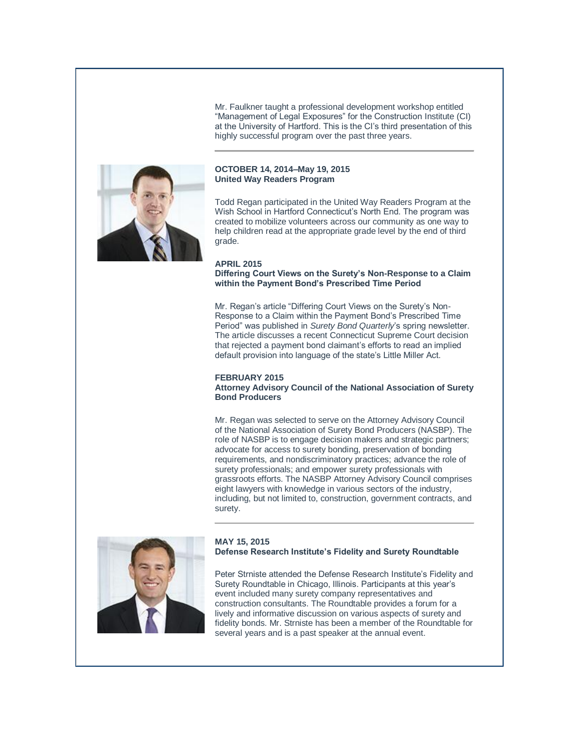Mr. Faulkner taught a professional development workshop entitled "Management of Legal Exposures" for the Construction Institute (CI) at the University of Hartford. This is the CI's third presentation of this highly successful program over the past three years.

---

**OCTOBER 14, 2014–May 19, 2015**
**United Way Readers Program**

Todd Regan participated in the United Way Readers Program at the Wish School in Hartford Connecticut's North End. The program was created to mobilize volunteers across our community as one way to help children read at the appropriate grade level by the end of third grade.

**APRIL 2015**
**Differing Court Views on the Surety's Non-Response to a Claim within the Payment Bond's Prescribed Time Period**

Mr. Regan's article "Differing Court Views on the Surety's Non-Response to a Claim within the Payment Bond's Prescribed Time Period" was published in *Surety Bond Quarterly*'s spring newsletter. The article discusses a recent Connecticut Supreme Court decision that rejected a payment bond claimant's efforts to read an implied default provision into language of the state's Little Miller Act.

**FEBRUARY 2015**
**Attorney Advisory Council of the National Association of Surety Bond Producers**

Mr. Regan was selected to serve on the Attorney Advisory Council of the National Association of Surety Bond Producers (NASBP). The role of NASBP is to engage decision makers and strategic partners; advocate for access to surety bonding, preservation of bonding requirements, and nondiscriminatory practices; advance the role of surety professionals; and empower surety professionals with grassroots efforts. The NASBP Attorney Advisory Council comprises eight lawyers with knowledge in various sectors of the industry, including, but not limited to, construction, government contracts, and surety.

---

**MAY 15, 2015**
**Defense Research Institute's Fidelity and Surety Roundtable**

Peter Strniste attended the Defense Research Institute's Fidelity and Surety Roundtable in Chicago, Illinois. Participants at this year's event included many surety company representatives and construction consultants. The Roundtable provides a forum for a lively and informative discussion on various aspects of surety and fidelity bonds. Mr. Strniste has been a member of the Roundtable for several years and is a past speaker at the annual event.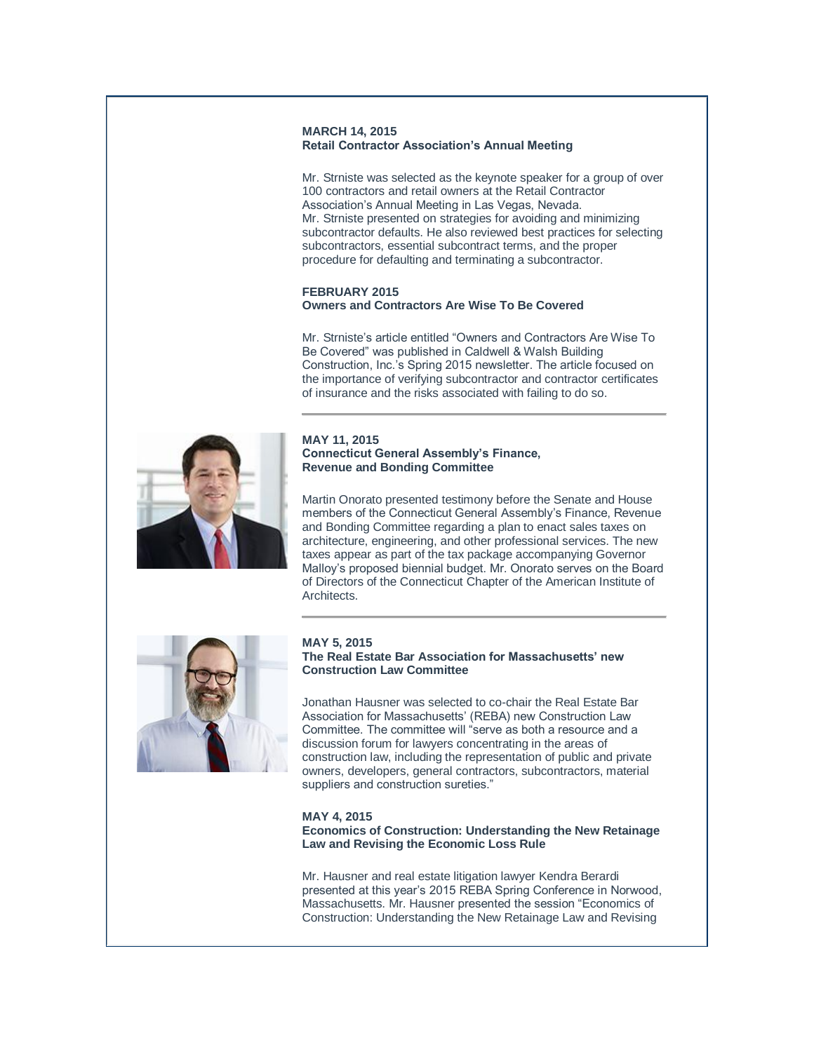**MARCH 14, 2015**
**Retail Contractor Association's Annual Meeting**

Mr. Strniste was selected as the keynote speaker for a group of over 100 contractors and retail owners at the Retail Contractor Association's Annual Meeting in Las Vegas, Nevada. Mr. Strniste presented on strategies for avoiding and minimizing subcontractor defaults. He also reviewed best practices for selecting subcontractors, essential subcontract terms, and the proper procedure for defaulting and terminating a subcontractor.

**FEBRUARY 2015**
**Owners and Contractors Are Wise To Be Covered**

Mr. Strniste's article entitled "Owners and Contractors Are Wise To Be Covered" was published in Caldwell & Walsh Building Construction, Inc.'s Spring 2015 newsletter. The article focused on the importance of verifying subcontractor and contractor certificates of insurance and the risks associated with failing to do so.

---

**MAY 11, 2015**
**Connecticut General Assembly's Finance, Revenue and Bonding Committee**

Martin Onorato presented testimony before the Senate and House members of the Connecticut General Assembly's Finance, Revenue and Bonding Committee regarding a plan to enact sales taxes on architecture, engineering, and other professional services. The new taxes appear as part of the tax package accompanying Governor Malloy's proposed biennial budget. Mr. Onorato serves on the Board of Directors of the Connecticut Chapter of the American Institute of Architects.

---

**MAY 5, 2015**
**The Real Estate Bar Association for Massachusetts' new Construction Law Committee**

Jonathan Hausner was selected to co-chair the Real Estate Bar Association for Massachusetts' (REBA) new Construction Law Committee. The committee will "serve as both a resource and a discussion forum for lawyers concentrating in the areas of construction law, including the representation of public and private owners, developers, general contractors, subcontractors, material suppliers and construction sureties."

**MAY 4, 2015**
**Economics of Construction: Understanding the New Retainage Law and Revising the Economic Loss Rule**

Mr. Hausner and real estate litigation lawyer Kendra Berardi presented at this year's 2015 REBA Spring Conference in Norwood, Massachusetts. Mr. Hausner presented the session "Economics of Construction: Understanding the New Retainage Law and Revising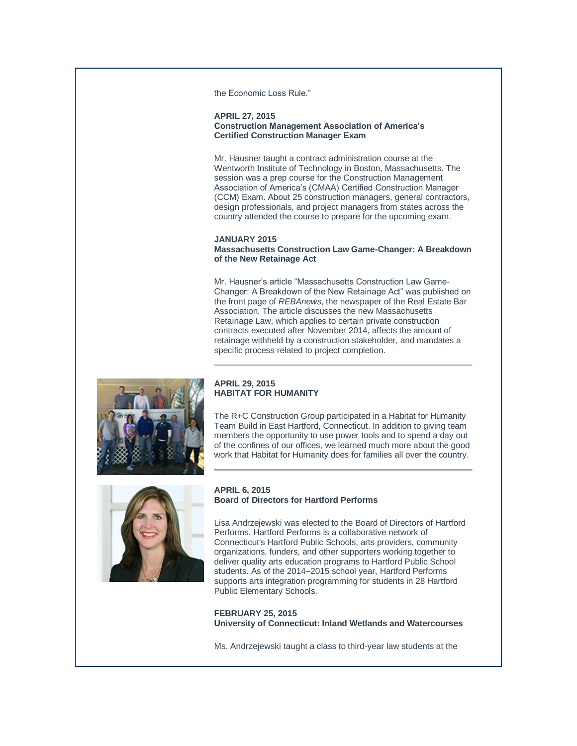the Economic Loss Rule."

**APRIL 27, 2015**
**Construction Management Association of America's Certified Construction Manager Exam**

Mr. Hausner taught a contract administration course at the Wentworth Institute of Technology in Boston, Massachusetts. The session was a prep course for the Construction Management Association of America's (CMAA) Certified Construction Manager (CCM) Exam. About 25 construction managers, general contractors, design professionals, and project managers from states across the country attended the course to prepare for the upcoming exam.

**JANUARY 2015**
**Massachusetts Construction Law Game-Changer: A Breakdown of the New Retainage Act**

Mr. Hausner's article "Massachusetts Construction Law Game-Changer: A Breakdown of the New Retainage Act" was published on the front page of *REBAnews*, the newspaper of the Real Estate Bar Association. The article discusses the new Massachusetts Retainage Law, which applies to certain private construction contracts executed after November 2014, affects the amount of retainage withheld by a construction stakeholder, and mandates a specific process related to project completion.

---

**APRIL 29, 2015**
**HABITAT FOR HUMANITY**

The R+C Construction Group participated in a Habitat for Humanity Team Build in East Hartford, Connecticut. In addition to giving team members the opportunity to use power tools and to spend a day out of the confines of our offices, we learned much more about the good work that Habitat for Humanity does for families all over the country.

---

**APRIL 6, 2015**
**Board of Directors for Hartford Performs**

Lisa Andrzejewski was elected to the Board of Directors of Hartford Performs. Hartford Performs is a collaborative network of Connecticut's Hartford Public Schools, arts providers, community organizations, funders, and other supporters working together to deliver quality arts education programs to Hartford Public School students. As of the 2014–2015 school year, Hartford Performs supports arts integration programming for students in 28 Hartford Public Elementary Schools.

**FEBRUARY 25, 2015**
**University of Connecticut: Inland Wetlands and Watercourses**

Ms. Andrzejewski taught a class to third-year law students at the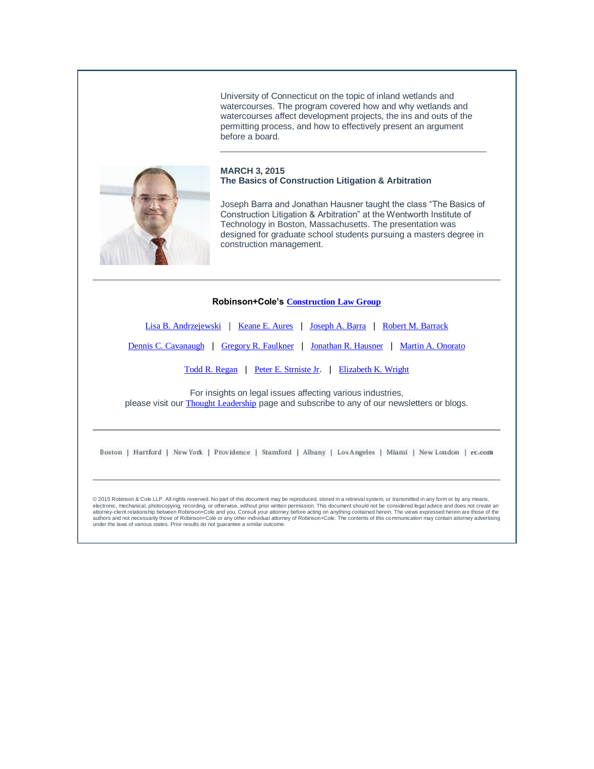University of Connecticut on the topic of inland wetlands and watercourses. The program covered how and why wetlands and watercourses affect development projects, the ins and outs of the permitting process, and how to effectively present an argument before a board.

---

**MARCH 3, 2015**
**The Basics of Construction Litigation & Arbitration**

Joseph Barra and Jonathan Hausner taught the class "The Basics of Construction Litigation & Arbitration" at the Wentworth Institute of Technology in Boston, Massachusetts. The presentation was designed for graduate school students pursuing a masters degree in construction management.

---

**Robinson+Cole's Construction Law Group**

Lisa B. Andrzejewski | Keane E. Aures | Joseph A. Barra | Robert M. Barrack

Dennis C. Cavanaugh | Gregory R. Faulkner | Jonathan R. Hausner | Martin A. Onorato

Todd R. Regan | Peter E. Strniste Jr. | Elizabeth K. Wright

For insights on legal issues affecting various industries,
please visit our Thought Leadership page and subscribe to any of our newsletters or blogs.

---

Boston | Hartford | New York | Providence | Stamford | Albany | Los Angeles | Miami | New London | rc.com

---

© 2015 Robinson & Cole LLP. All rights reserved. No part of this document may be reproduced, stored in a retrieval system, or transmitted in any form or by any means, electronic, mechanical, photocopying, recording, or otherwise, without prior written permission. This document should not be considered legal advice and does not create an attorney-client relationship between Robinson+Cole and you. Consult your attorney before acting on anything contained herein. The views expressed herein are those of the authors and not necessarily those of Robinson+Cole or any other individual attorney of Robinson+Cole. The contents of this communication may contain attorney advertising under the laws of various states. Prior results do not guarantee a similar outcome.